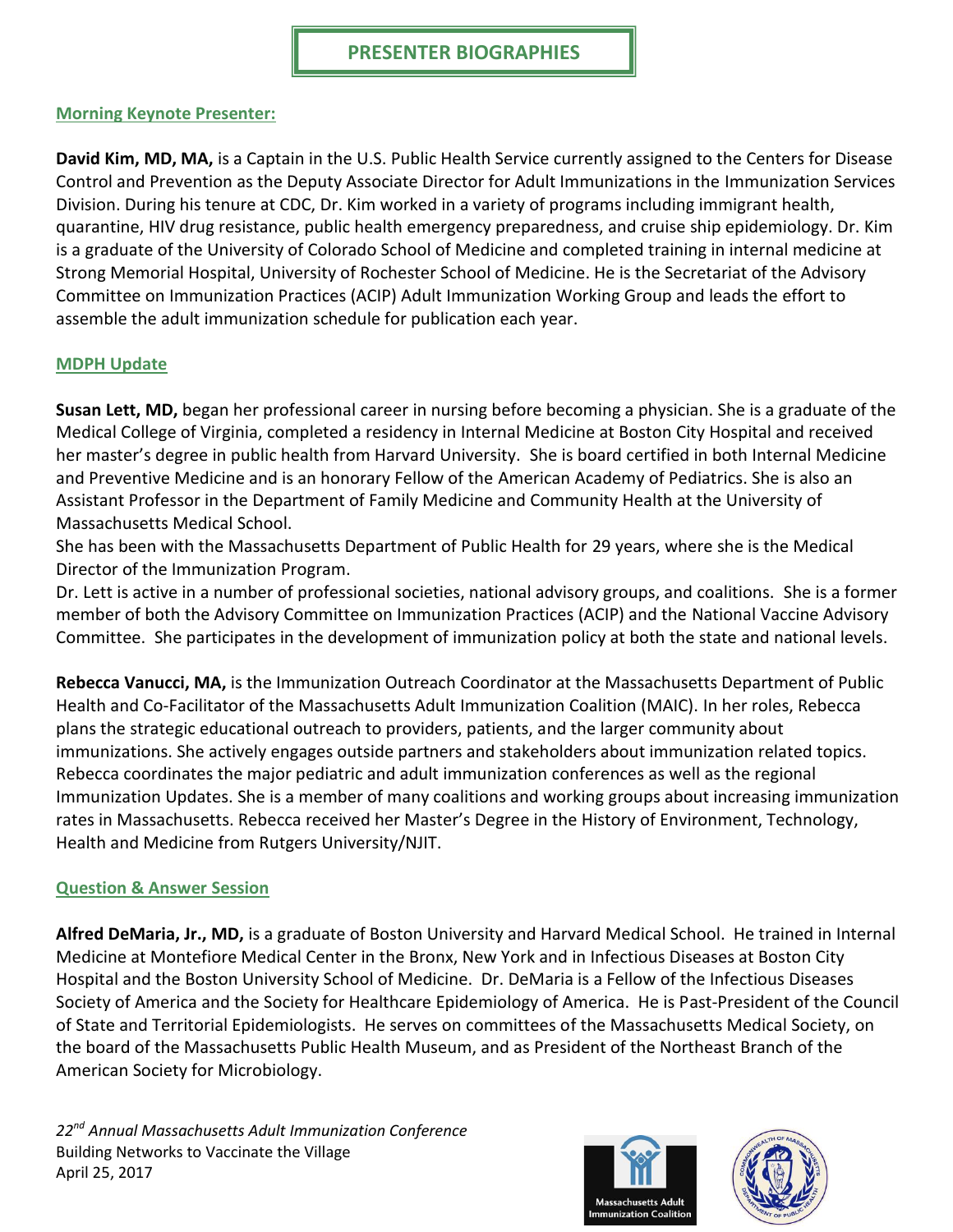# PRESENTER BIOGRAPHIES

## Morning Keynote Presenter:

**David Kim, MD, MA,** is a Captain in the U.S. Public Health Service currently assigned to the Centers for Disease Control and Prevention as the Deputy Associate Director for Adult Immunizations in the Immunization Services Division. During his tenure at CDC, Dr. Kim worked in a variety of programs including immigrant health, quarantine, HIV drug resistance, public health emergency preparedness, and cruise ship epidemiology. Dr. Kim is a graduate of the University of Colorado School of Medicine and completed training in internal medicine at Strong Memorial Hospital, University of Rochester School of Medicine. He is the Secretariat of the Advisory Committee on Immunization Practices (ACIP) Adult Immunization Working Group and leads the effort to assemble the adult immunization schedule for publication each year.

## MDPH Update

**Susan Lett, MD,** began her professional career in nursing before becoming a physician. She is a graduate of the Medical College of Virginia, completed a residency in Internal Medicine at Boston City Hospital and received her master's degree in public health from Harvard University. She is board certified in both Internal Medicine and Preventive Medicine and is an honorary Fellow of the American Academy of Pediatrics. She is also an Assistant Professor in the Department of Family Medicine and Community Health at the University of Massachusetts Medical School.

She has been with the Massachusetts Department of Public Health for 29 years, where she is the Medical Director of the Immunization Program.

Dr. Lett is active in a number of professional societies, national advisory groups, and coalitions. She is a former member of both the Advisory Committee on Immunization Practices (ACIP) and the National Vaccine Advisory Committee. She participates in the development of immunization policy at both the state and national levels.

**Rebecca Vanucci, MA,** is the Immunization Outreach Coordinator at the Massachusetts Department of Public Health and Co-Facilitator of the Massachusetts Adult Immunization Coalition (MAIC). In her roles, Rebecca plans the strategic educational outreach to providers, patients, and the larger community about immunizations. She actively engages outside partners and stakeholders about immunization related topics. Rebecca coordinates the major pediatric and adult immunization conferences as well as the regional Immunization Updates. She is a member of many coalitions and working groups about increasing immunization rates in Massachusetts. Rebecca received her Master's Degree in the History of Environment, Technology, Health and Medicine from Rutgers University/NJIT.

## Question & Answer Session

**Alfred DeMaria, Jr., MD,** is a graduate of Boston University and Harvard Medical School. He trained in Internal Medicine at Montefiore Medical Center in the Bronx, New York and in Infectious Diseases at Boston City Hospital and the Boston University School of Medicine. Dr. DeMaria is a Fellow of the Infectious Diseases Society of America and the Society for Healthcare Epidemiology of America. He is Past-President of the Council of State and Territorial Epidemiologists. He serves on committees of the Massachusetts Medical Society, on the board of the Massachusetts Public Health Museum, and as President of the Northeast Branch of the American Society for Microbiology.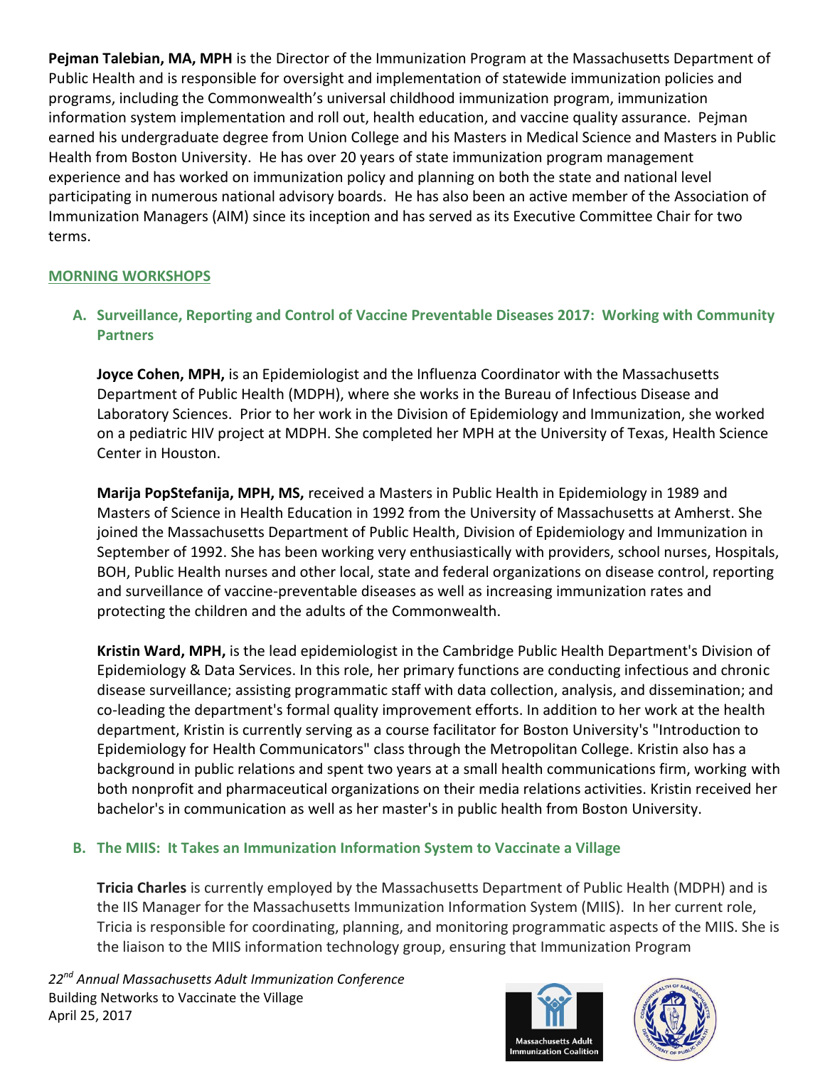**Pejman Talebian, MA, MPH** is the Director of the Immunization Program at the Massachusetts Department of Public Health and is responsible for oversight and implementation of statewide immunization policies and programs, including the Commonwealth's universal childhood immunization program, immunization information system implementation and roll out, health education, and vaccine quality assurance. Pejman earned his undergraduate degree from Union College and his Masters in Medical Science and Masters in Public Health from Boston University. He has over 20 years of state immunization program management experience and has worked on immunization policy and planning on both the state and national level participating in numerous national advisory boards. He has also been an active member of the Association of Immunization Managers (AIM) since its inception and has served as its Executive Committee Chair for two terms.

## MORNING WORKSHOPS

### A. Surveillance, Reporting and Control of Vaccine Preventable Diseases 2017: Working with Community Partners

**Joyce Cohen, MPH,** is an Epidemiologist and the Influenza Coordinator with the Massachusetts Department of Public Health (MDPH), where she works in the Bureau of Infectious Disease and Laboratory Sciences. Prior to her work in the Division of Epidemiology and Immunization, she worked on a pediatric HIV project at MDPH. She completed her MPH at the University of Texas, Health Science Center in Houston.

**Marija PopStefanija, MPH, MS,** received a Masters in Public Health in Epidemiology in 1989 and Masters of Science in Health Education in 1992 from the University of Massachusetts at Amherst. She joined the Massachusetts Department of Public Health, Division of Epidemiology and Immunization in September of 1992. She has been working very enthusiastically with providers, school nurses, Hospitals, BOH, Public Health nurses and other local, state and federal organizations on disease control, reporting and surveillance of vaccine-preventable diseases as well as increasing immunization rates and protecting the children and the adults of the Commonwealth.

**Kristin Ward, MPH,** is the lead epidemiologist in the Cambridge Public Health Department's Division of Epidemiology & Data Services. In this role, her primary functions are conducting infectious and chronic disease surveillance; assisting programmatic staff with data collection, analysis, and dissemination; and co-leading the department's formal quality improvement efforts. In addition to her work at the health department, Kristin is currently serving as a course facilitator for Boston University's "Introduction to Epidemiology for Health Communicators" class through the Metropolitan College. Kristin also has a background in public relations and spent two years at a small health communications firm, working with both nonprofit and pharmaceutical organizations on their media relations activities. Kristin received her bachelor's in communication as well as her master's in public health from Boston University.

### B. The MIIS: It Takes an Immunization Information System to Vaccinate a Village

**Tricia Charles** is currently employed by the Massachusetts Department of Public Health (MDPH) and is the IIS Manager for the Massachusetts Immunization Information System (MIIS). In her current role, Tricia is responsible for coordinating, planning, and monitoring programmatic aspects of the MIIS. She is the liaison to the MIIS information technology group, ensuring that Immunization Program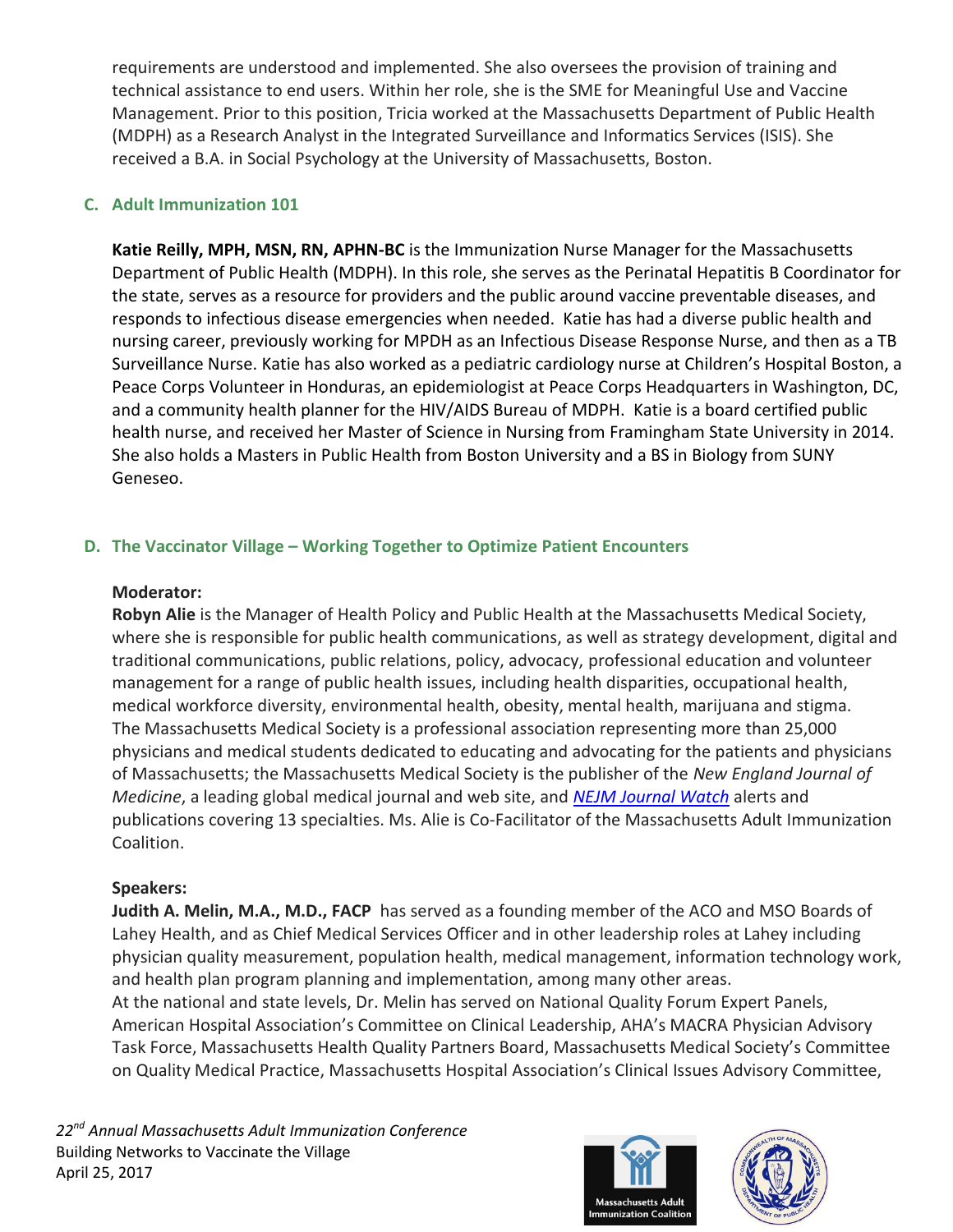requirements are understood and implemented. She also oversees the provision of training and technical assistance to end users. Within her role, she is the SME for Meaningful Use and Vaccine Management. Prior to this position, Tricia worked at the Massachusetts Department of Public Health (MDPH) as a Research Analyst in the Integrated Surveillance and Informatics Services (ISIS). She received a B.A. in Social Psychology at the University of Massachusetts, Boston.

## C. Adult Immunization 101

**Katie Reilly, MPH, MSN, RN, APHN-BC** is the Immunization Nurse Manager for the Massachusetts Department of Public Health (MDPH). In this role, she serves as the Perinatal Hepatitis B Coordinator for the state, serves as a resource for providers and the public around vaccine preventable diseases, and responds to infectious disease emergencies when needed. Katie has had a diverse public health and nursing career, previously working for MPDH as an Infectious Disease Response Nurse, and then as a TB Surveillance Nurse. Katie has also worked as a pediatric cardiology nurse at Children's Hospital Boston, a Peace Corps Volunteer in Honduras, an epidemiologist at Peace Corps Headquarters in Washington, DC, and a community health planner for the HIV/AIDS Bureau of MDPH. Katie is a board certified public health nurse, and received her Master of Science in Nursing from Framingham State University in 2014. She also holds a Masters in Public Health from Boston University and a BS in Biology from SUNY Geneseo.

## D. The Vaccinator Village – Working Together to Optimize Patient Encounters

**Moderator:**
**Robyn Alie** is the Manager of Health Policy and Public Health at the Massachusetts Medical Society, where she is responsible for public health communications, as well as strategy development, digital and traditional communications, public relations, policy, advocacy, professional education and volunteer management for a range of public health issues, including health disparities, occupational health, medical workforce diversity, environmental health, obesity, mental health, marijuana and stigma. The Massachusetts Medical Society is a professional association representing more than 25,000 physicians and medical students dedicated to educating and advocating for the patients and physicians of Massachusetts; the Massachusetts Medical Society is the publisher of the *New England Journal of Medicine*, a leading global medical journal and web site, and *NEJM Journal Watch* alerts and publications covering 13 specialties. Ms. Alie is Co-Facilitator of the Massachusetts Adult Immunization Coalition.

**Speakers:**
**Judith A. Melin, M.A., M.D., FACP** has served as a founding member of the ACO and MSO Boards of Lahey Health, and as Chief Medical Services Officer and in other leadership roles at Lahey including physician quality measurement, population health, medical management, information technology work, and health plan program planning and implementation, among many other areas.
At the national and state levels, Dr. Melin has served on National Quality Forum Expert Panels, American Hospital Association's Committee on Clinical Leadership, AHA's MACRA Physician Advisory Task Force, Massachusetts Health Quality Partners Board, Massachusetts Medical Society's Committee on Quality Medical Practice, Massachusetts Hospital Association's Clinical Issues Advisory Committee,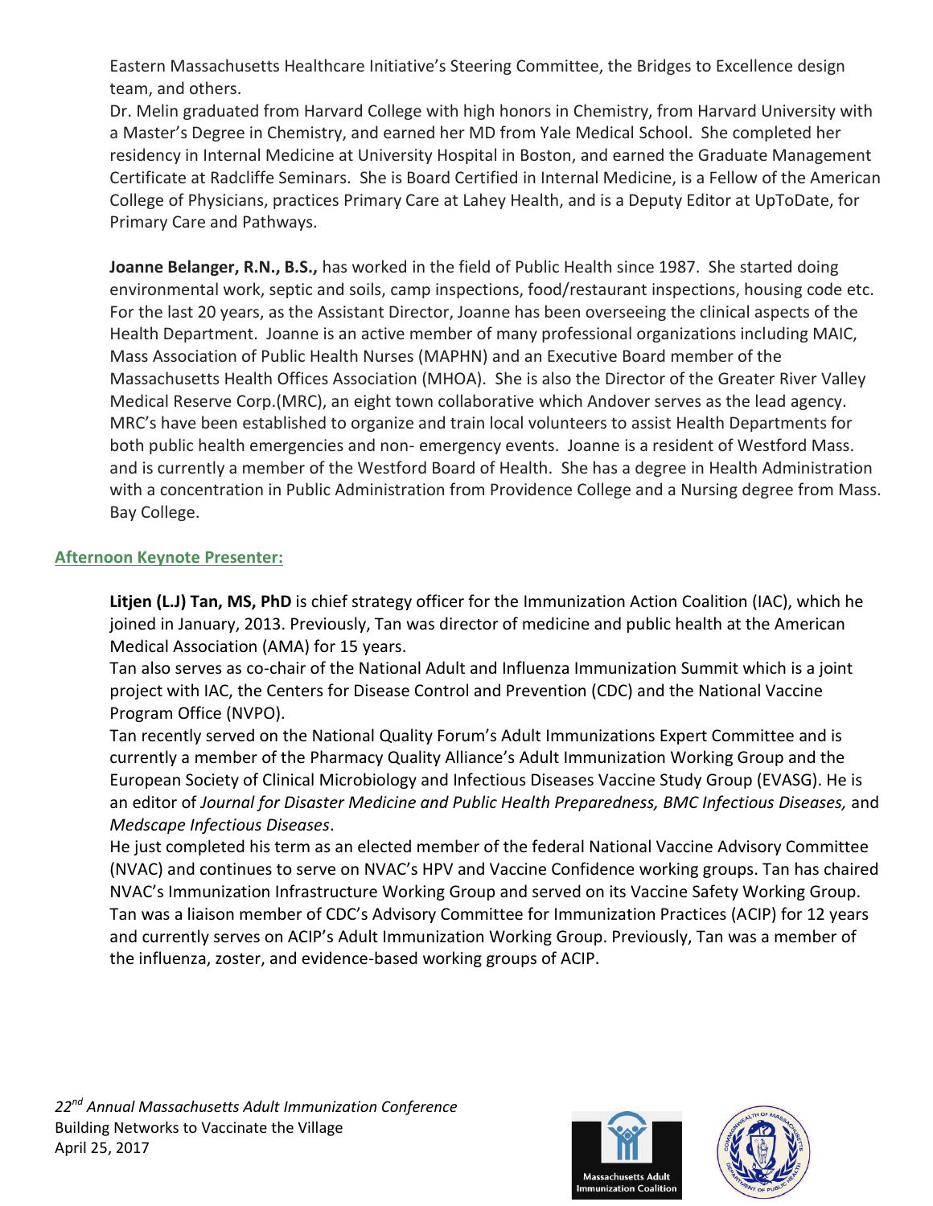Eastern Massachusetts Healthcare Initiative's Steering Committee, the Bridges to Excellence design team, and others.

Dr. Melin graduated from Harvard College with high honors in Chemistry, from Harvard University with a Master's Degree in Chemistry, and earned her MD from Yale Medical School. She completed her residency in Internal Medicine at University Hospital in Boston, and earned the Graduate Management Certificate at Radcliffe Seminars. She is Board Certified in Internal Medicine, is a Fellow of the American College of Physicians, practices Primary Care at Lahey Health, and is a Deputy Editor at UpToDate, for Primary Care and Pathways.

**Joanne Belanger, R.N., B.S.,** has worked in the field of Public Health since 1987. She started doing environmental work, septic and soils, camp inspections, food/restaurant inspections, housing code etc. For the last 20 years, as the Assistant Director, Joanne has been overseeing the clinical aspects of the Health Department. Joanne is an active member of many professional organizations including MAIC, Mass Association of Public Health Nurses (MAPHN) and an Executive Board member of the Massachusetts Health Offices Association (MHOA). She is also the Director of the Greater River Valley Medical Reserve Corp.(MRC), an eight town collaborative which Andover serves as the lead agency. MRC's have been established to organize and train local volunteers to assist Health Departments for both public health emergencies and non- emergency events. Joanne is a resident of Westford Mass. and is currently a member of the Westford Board of Health. She has a degree in Health Administration with a concentration in Public Administration from Providence College and a Nursing degree from Mass. Bay College.

## Afternoon Keynote Presenter:

**Litjen (L.J) Tan, MS, PhD** is chief strategy officer for the Immunization Action Coalition (IAC), which he joined in January, 2013. Previously, Tan was director of medicine and public health at the American Medical Association (AMA) for 15 years.

Tan also serves as co-chair of the National Adult and Influenza Immunization Summit which is a joint project with IAC, the Centers for Disease Control and Prevention (CDC) and the National Vaccine Program Office (NVPO).

Tan recently served on the National Quality Forum's Adult Immunizations Expert Committee and is currently a member of the Pharmacy Quality Alliance's Adult Immunization Working Group and the European Society of Clinical Microbiology and Infectious Diseases Vaccine Study Group (EVASG). He is an editor of *Journal for Disaster Medicine and Public Health Preparedness, BMC Infectious Diseases,* and *Medscape Infectious Diseases*.

He just completed his term as an elected member of the federal National Vaccine Advisory Committee (NVAC) and continues to serve on NVAC's HPV and Vaccine Confidence working groups. Tan has chaired NVAC's Immunization Infrastructure Working Group and served on its Vaccine Safety Working Group. Tan was a liaison member of CDC's Advisory Committee for Immunization Practices (ACIP) for 12 years and currently serves on ACIP's Adult Immunization Working Group. Previously, Tan was a member of the influenza, zoster, and evidence-based working groups of ACIP.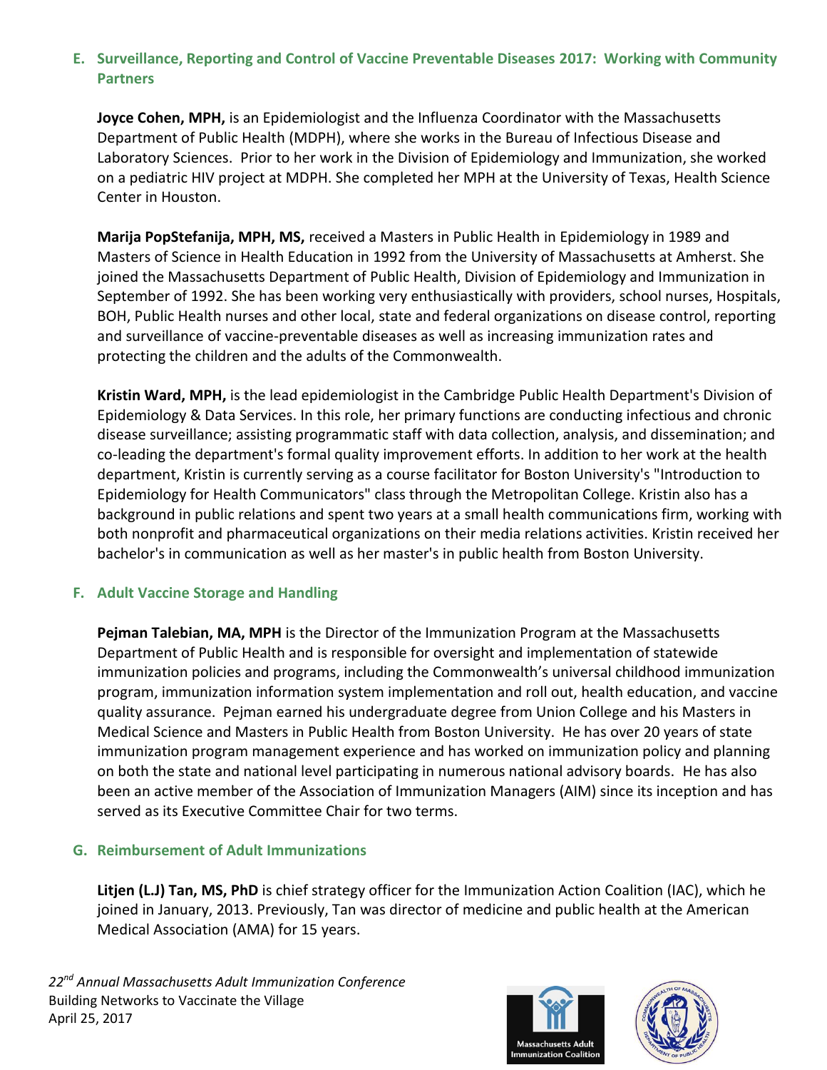### E. Surveillance, Reporting and Control of Vaccine Preventable Diseases 2017: Working with Community Partners

**Joyce Cohen, MPH,** is an Epidemiologist and the Influenza Coordinator with the Massachusetts Department of Public Health (MDPH), where she works in the Bureau of Infectious Disease and Laboratory Sciences. Prior to her work in the Division of Epidemiology and Immunization, she worked on a pediatric HIV project at MDPH. She completed her MPH at the University of Texas, Health Science Center in Houston.

**Marija PopStefanija, MPH, MS,** received a Masters in Public Health in Epidemiology in 1989 and Masters of Science in Health Education in 1992 from the University of Massachusetts at Amherst. She joined the Massachusetts Department of Public Health, Division of Epidemiology and Immunization in September of 1992. She has been working very enthusiastically with providers, school nurses, Hospitals, BOH, Public Health nurses and other local, state and federal organizations on disease control, reporting and surveillance of vaccine-preventable diseases as well as increasing immunization rates and protecting the children and the adults of the Commonwealth.

**Kristin Ward, MPH,** is the lead epidemiologist in the Cambridge Public Health Department's Division of Epidemiology & Data Services. In this role, her primary functions are conducting infectious and chronic disease surveillance; assisting programmatic staff with data collection, analysis, and dissemination; and co-leading the department's formal quality improvement efforts. In addition to her work at the health department, Kristin is currently serving as a course facilitator for Boston University's "Introduction to Epidemiology for Health Communicators" class through the Metropolitan College. Kristin also has a background in public relations and spent two years at a small health communications firm, working with both nonprofit and pharmaceutical organizations on their media relations activities. Kristin received her bachelor's in communication as well as her master's in public health from Boston University.

### F. Adult Vaccine Storage and Handling

**Pejman Talebian, MA, MPH** is the Director of the Immunization Program at the Massachusetts Department of Public Health and is responsible for oversight and implementation of statewide immunization policies and programs, including the Commonwealth's universal childhood immunization program, immunization information system implementation and roll out, health education, and vaccine quality assurance. Pejman earned his undergraduate degree from Union College and his Masters in Medical Science and Masters in Public Health from Boston University. He has over 20 years of state immunization program management experience and has worked on immunization policy and planning on both the state and national level participating in numerous national advisory boards. He has also been an active member of the Association of Immunization Managers (AIM) since its inception and has served as its Executive Committee Chair for two terms.

### G. Reimbursement of Adult Immunizations

**Litjen (L.J) Tan, MS, PhD** is chief strategy officer for the Immunization Action Coalition (IAC), which he joined in January, 2013. Previously, Tan was director of medicine and public health at the American Medical Association (AMA) for 15 years.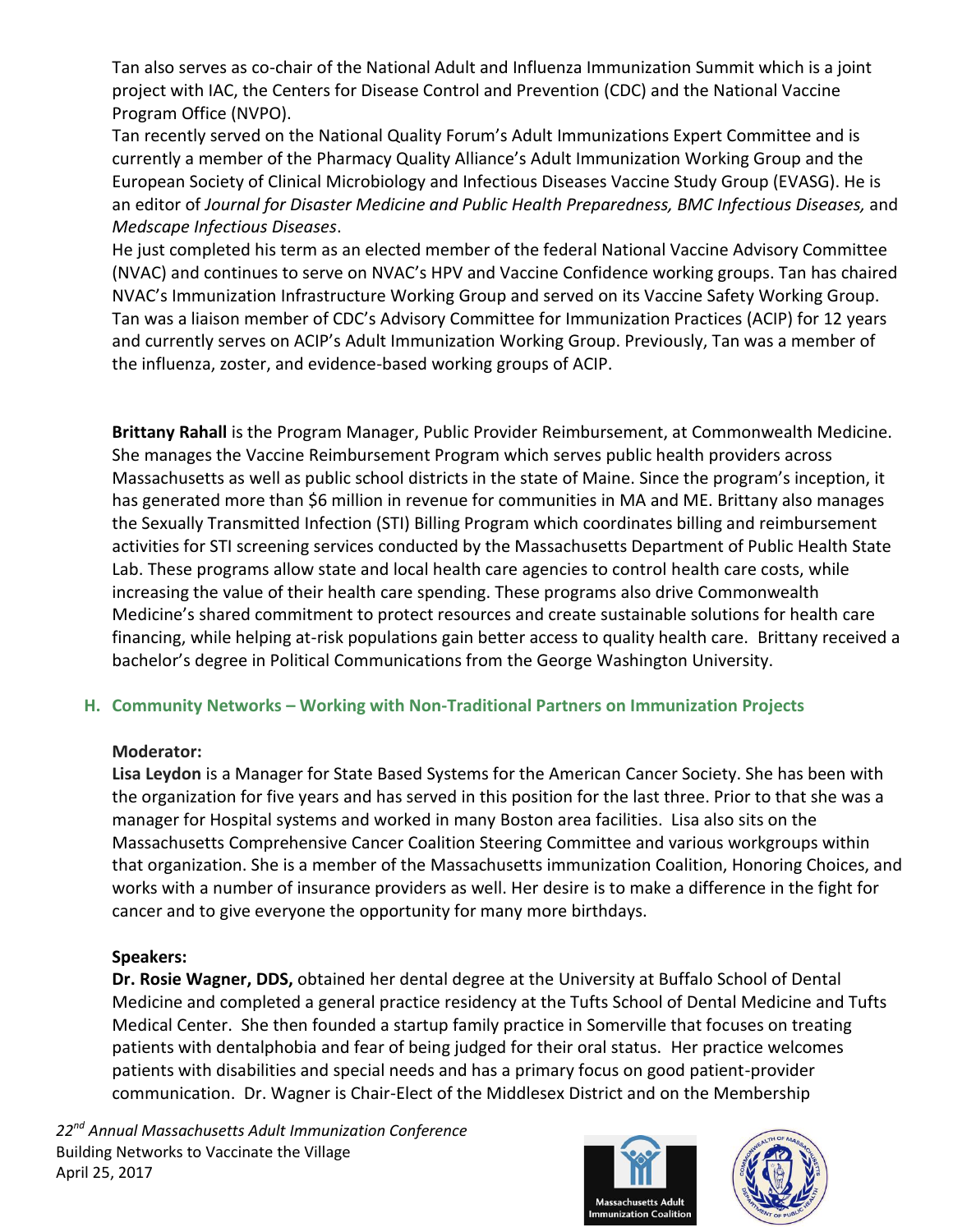Tan also serves as co-chair of the National Adult and Influenza Immunization Summit which is a joint project with IAC, the Centers for Disease Control and Prevention (CDC) and the National Vaccine Program Office (NVPO).

Tan recently served on the National Quality Forum's Adult Immunizations Expert Committee and is currently a member of the Pharmacy Quality Alliance's Adult Immunization Working Group and the European Society of Clinical Microbiology and Infectious Diseases Vaccine Study Group (EVASG). He is an editor of *Journal for Disaster Medicine and Public Health Preparedness, BMC Infectious Diseases,* and *Medscape Infectious Diseases*.

He just completed his term as an elected member of the federal National Vaccine Advisory Committee (NVAC) and continues to serve on NVAC's HPV and Vaccine Confidence working groups. Tan has chaired NVAC's Immunization Infrastructure Working Group and served on its Vaccine Safety Working Group. Tan was a liaison member of CDC's Advisory Committee for Immunization Practices (ACIP) for 12 years and currently serves on ACIP's Adult Immunization Working Group. Previously, Tan was a member of the influenza, zoster, and evidence-based working groups of ACIP.

**Brittany Rahall** is the Program Manager, Public Provider Reimbursement, at Commonwealth Medicine. She manages the Vaccine Reimbursement Program which serves public health providers across Massachusetts as well as public school districts in the state of Maine. Since the program's inception, it has generated more than $6 million in revenue for communities in MA and ME. Brittany also manages the Sexually Transmitted Infection (STI) Billing Program which coordinates billing and reimbursement activities for STI screening services conducted by the Massachusetts Department of Public Health State Lab. These programs allow state and local health care agencies to control health care costs, while increasing the value of their health care spending. These programs also drive Commonwealth Medicine's shared commitment to protect resources and create sustainable solutions for health care financing, while helping at-risk populations gain better access to quality health care. Brittany received a bachelor's degree in Political Communications from the George Washington University.

### H. Community Networks – Working with Non-Traditional Partners on Immunization Projects

**Moderator:**

**Lisa Leydon** is a Manager for State Based Systems for the American Cancer Society. She has been with the organization for five years and has served in this position for the last three. Prior to that she was a manager for Hospital systems and worked in many Boston area facilities. Lisa also sits on the Massachusetts Comprehensive Cancer Coalition Steering Committee and various workgroups within that organization. She is a member of the Massachusetts immunization Coalition, Honoring Choices, and works with a number of insurance providers as well. Her desire is to make a difference in the fight for cancer and to give everyone the opportunity for many more birthdays.

**Speakers:**

**Dr. Rosie Wagner, DDS,** obtained her dental degree at the University at Buffalo School of Dental Medicine and completed a general practice residency at the Tufts School of Dental Medicine and Tufts Medical Center. She then founded a startup family practice in Somerville that focuses on treating patients with dentalphobia and fear of being judged for their oral status. Her practice welcomes patients with disabilities and special needs and has a primary focus on good patient-provider communication. Dr. Wagner is Chair-Elect of the Middlesex District and on the Membership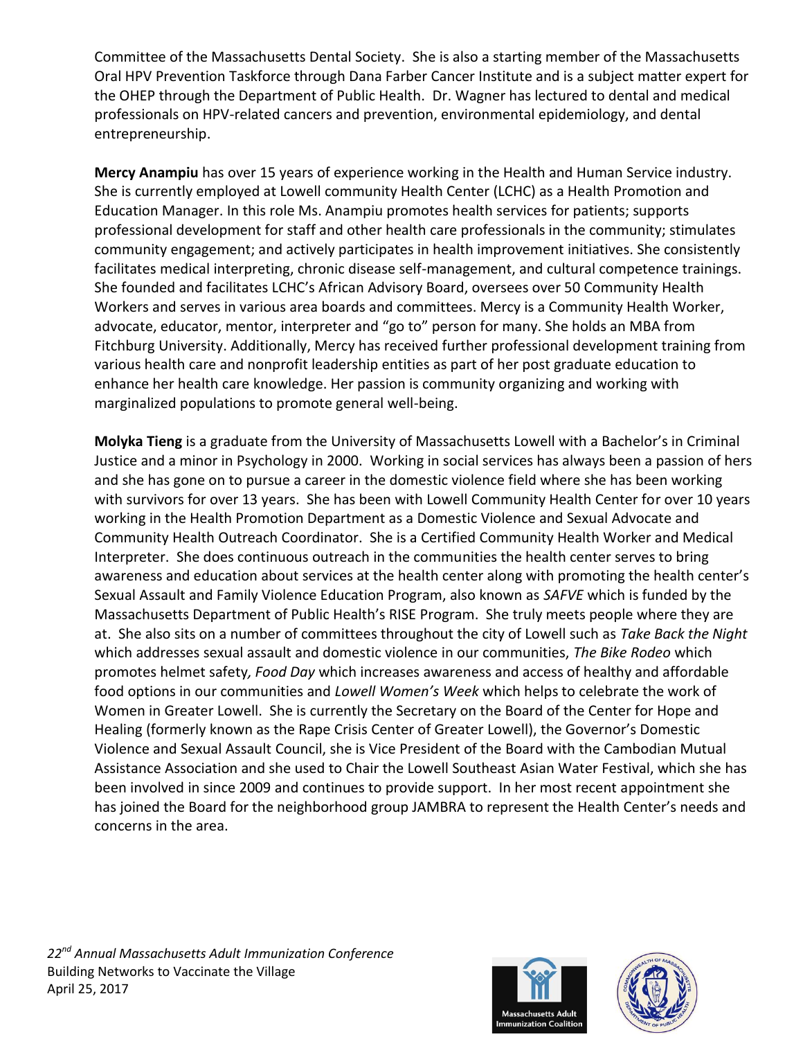Committee of the Massachusetts Dental Society. She is also a starting member of the Massachusetts Oral HPV Prevention Taskforce through Dana Farber Cancer Institute and is a subject matter expert for the OHEP through the Department of Public Health. Dr. Wagner has lectured to dental and medical professionals on HPV-related cancers and prevention, environmental epidemiology, and dental entrepreneurship.

**Mercy Anampiu** has over 15 years of experience working in the Health and Human Service industry. She is currently employed at Lowell community Health Center (LCHC) as a Health Promotion and Education Manager. In this role Ms. Anampiu promotes health services for patients; supports professional development for staff and other health care professionals in the community; stimulates community engagement; and actively participates in health improvement initiatives. She consistently facilitates medical interpreting, chronic disease self-management, and cultural competence trainings. She founded and facilitates LCHC's African Advisory Board, oversees over 50 Community Health Workers and serves in various area boards and committees. Mercy is a Community Health Worker, advocate, educator, mentor, interpreter and "go to" person for many. She holds an MBA from Fitchburg University. Additionally, Mercy has received further professional development training from various health care and nonprofit leadership entities as part of her post graduate education to enhance her health care knowledge. Her passion is community organizing and working with marginalized populations to promote general well-being.

**Molyka Tieng** is a graduate from the University of Massachusetts Lowell with a Bachelor's in Criminal Justice and a minor in Psychology in 2000. Working in social services has always been a passion of hers and she has gone on to pursue a career in the domestic violence field where she has been working with survivors for over 13 years. She has been with Lowell Community Health Center for over 10 years working in the Health Promotion Department as a Domestic Violence and Sexual Advocate and Community Health Outreach Coordinator. She is a Certified Community Health Worker and Medical Interpreter. She does continuous outreach in the communities the health center serves to bring awareness and education about services at the health center along with promoting the health center's Sexual Assault and Family Violence Education Program, also known as *SAFVE* which is funded by the Massachusetts Department of Public Health's RISE Program. She truly meets people where they are at. She also sits on a number of committees throughout the city of Lowell such as *Take Back the Night* which addresses sexual assault and domestic violence in our communities, *The Bike Rodeo* which promotes helmet safety, *Food Day* which increases awareness and access of healthy and affordable food options in our communities and *Lowell Women's Week* which helps to celebrate the work of Women in Greater Lowell. She is currently the Secretary on the Board of the Center for Hope and Healing (formerly known as the Rape Crisis Center of Greater Lowell), the Governor's Domestic Violence and Sexual Assault Council, she is Vice President of the Board with the Cambodian Mutual Assistance Association and she used to Chair the Lowell Southeast Asian Water Festival, which she has been involved in since 2009 and continues to provide support. In her most recent appointment she has joined the Board for the neighborhood group JAMBRA to represent the Health Center's needs and concerns in the area.